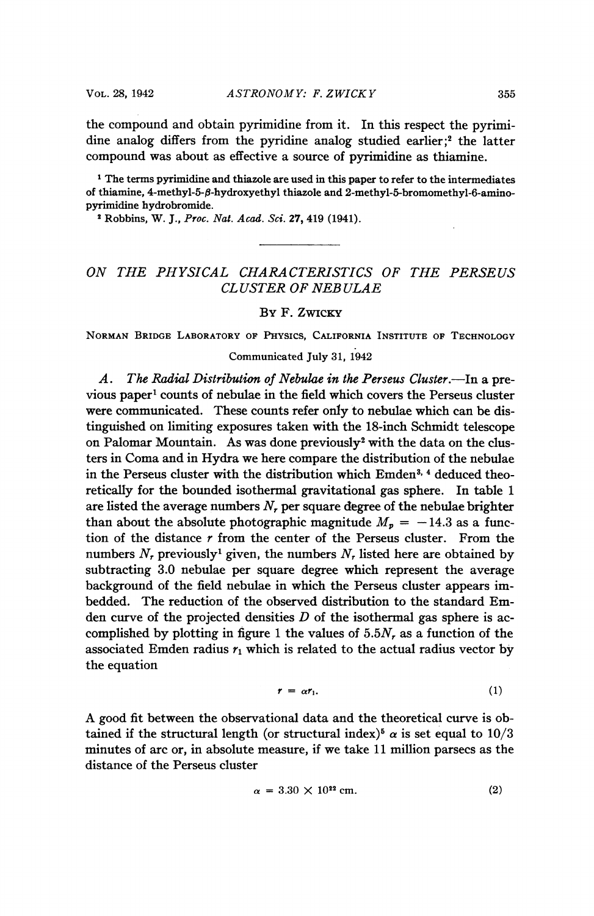the compound and obtain pyrimidine from it. In this respect the pyrimidine analog differs from the pyridine analog studied earlier;[2] the latter compound was about as effective a source of pyrimidine as thiamine.

[1] The terms pyrimidine and thiazole are used in this paper to refer to the intermediates of thiamine, 4-methyl-5-β-hydroxyethyl thiazole and 2-methyl-5-bromomethyl-6-amino-pyrimidine hydrobromide.

[2] Robbins, W. J., *Proc. Nat. Acad. Sci.* **27**, 419 (1941).

---

# *ON THE PHYSICAL CHARACTERISTICS OF THE PERSEUS CLUSTER OF NEBULAE*

By F. Zwicky

Norman Bridge Laboratory of Physics, California Institute of Technology

Communicated July 31, 1942

*A. The Radial Distribution of Nebulae in the Perseus Cluster.*—In a previous paper[1] counts of nebulae in the field which covers the Perseus cluster were communicated. These counts refer only to nebulae which can be distinguished on limiting exposures taken with the 18-inch Schmidt telescope on Palomar Mountain. As was done previously[2] with the data on the clusters in Coma and in Hydra we here compare the distribution of the nebulae in the Perseus cluster with the distribution which Emden[3, 4] deduced theoretically for the bounded isothermal gravitational gas sphere. In table 1 are listed the average numbers $N_r$ per square degree of the nebulae brighter than about the absolute photographic magnitude $M_p = -14.3$ as a function of the distance $r$ from the center of the Perseus cluster. From the numbers $N_r$ previously[1] given, the numbers $N_r$ listed here are obtained by subtracting 3.0 nebulae per square degree which represent the average background of the field nebulae in which the Perseus cluster appears imbedded. The reduction of the observed distribution to the standard Emden curve of the projected densities $D$ of the isothermal gas sphere is accomplished by plotting in figure 1 the values of $5.5N_r$ as a function of the associated Emden radius $r_1$ which is related to the actual radius vector by the equation

$$r = \alpha r_1. \tag{1}$$

A good fit between the observational data and the theoretical curve is obtained if the structural length (or structural index)[5] $\alpha$ is set equal to 10/3 minutes of arc or, in absolute measure, if we take 11 million parsecs as the distance of the Perseus cluster

$$\alpha = 3.30 \times 10^{22} \text{ cm.} \tag{2}$$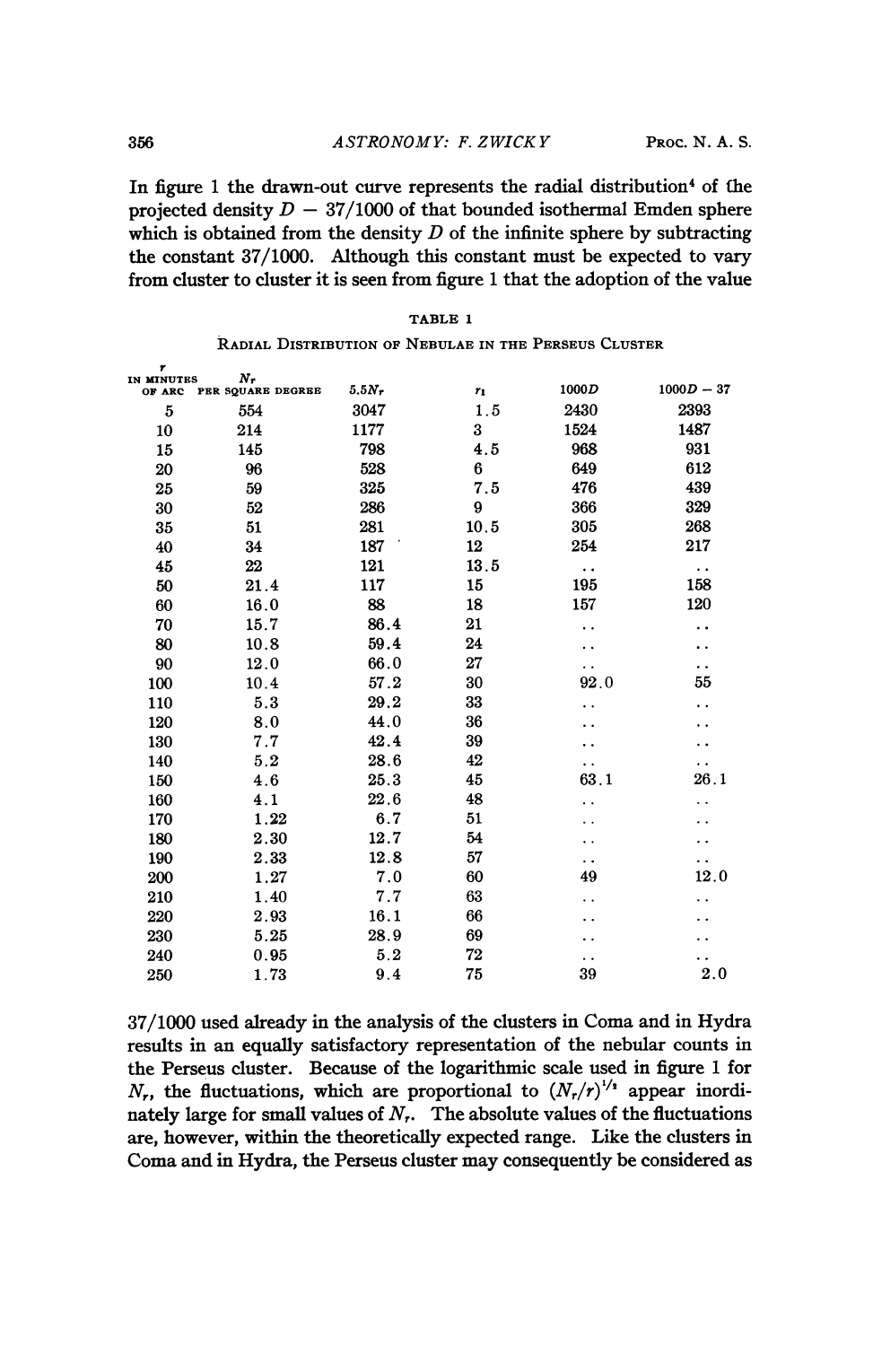In figure 1 the drawn-out curve represents the radial distribution[4] of the projected density $D - 37/1000$ of that bounded isothermal Emden sphere which is obtained from the density $D$ of the infinite sphere by subtracting the constant 37/1000. Although this constant must be expected to vary from cluster to cluster it is seen from figure 1 that the adoption of the value

TABLE 1

RADIAL DISTRIBUTION OF NEBULAE IN THE PERSEUS CLUSTER

| $r$ IN MINUTES OF ARC | $N_r$ PER SQUARE DEGREE | $5.5N_r$ | $r_1$ | $1000D$ | $1000D - 37$ |
|---|---|---|---|---|---|
| 5 | 554 | 3047 | 1.5 | 2430 | 2393 |
| 10 | 214 | 1177 | 3 | 1524 | 1487 |
| 15 | 145 | 798 | 4.5 | 968 | 931 |
| 20 | 96 | 528 | 6 | 649 | 612 |
| 25 | 59 | 325 | 7.5 | 476 | 439 |
| 30 | 52 | 286 | 9 | 366 | 329 |
| 35 | 51 | 281 | 10.5 | 305 | 268 |
| 40 | 34 | 187 | 12 | 254 | 217 |
| 45 | 22 | 121 | 13.5 | .. | .. |
| 50 | 21.4 | 117 | 15 | 195 | 158 |
| 60 | 16.0 | 88 | 18 | 157 | 120 |
| 70 | 15.7 | 86.4 | 21 | .. | .. |
| 80 | 10.8 | 59.4 | 24 | .. | .. |
| 90 | 12.0 | 66.0 | 27 | .. | .. |
| 100 | 10.4 | 57.2 | 30 | 92.0 | 55 |
| 110 | 5.3 | 29.2 | 33 | .. | .. |
| 120 | 8.0 | 44.0 | 36 | .. | .. |
| 130 | 7.7 | 42.4 | 39 | .. | .. |
| 140 | 5.2 | 28.6 | 42 | .. | .. |
| 150 | 4.6 | 25.3 | 45 | 63.1 | 26.1 |
| 160 | 4.1 | 22.6 | 48 | .. | .. |
| 170 | 1.22 | 6.7 | 51 | .. | .. |
| 180 | 2.30 | 12.7 | 54 | .. | .. |
| 190 | 2.33 | 12.8 | 57 | .. | .. |
| 200 | 1.27 | 7.0 | 60 | 49 | 12.0 |
| 210 | 1.40 | 7.7 | 63 | .. | .. |
| 220 | 2.93 | 16.1 | 66 | .. | .. |
| 230 | 5.25 | 28.9 | 69 | .. | .. |
| 240 | 0.95 | 5.2 | 72 | .. | .. |
| 250 | 1.73 | 9.4 | 75 | 39 | 2.0 |

37/1000 used already in the analysis of the clusters in Coma and in Hydra results in an equally satisfactory representation of the nebular counts in the Perseus cluster. Because of the logarithmic scale used in figure 1 for $N_r$, the fluctuations, which are proportional to $(N_r/r)^{1/2}$ appear inordinately large for small values of $N_r$. The absolute values of the fluctuations are, however, within the theoretically expected range. Like the clusters in Coma and in Hydra, the Perseus cluster may consequently be considered as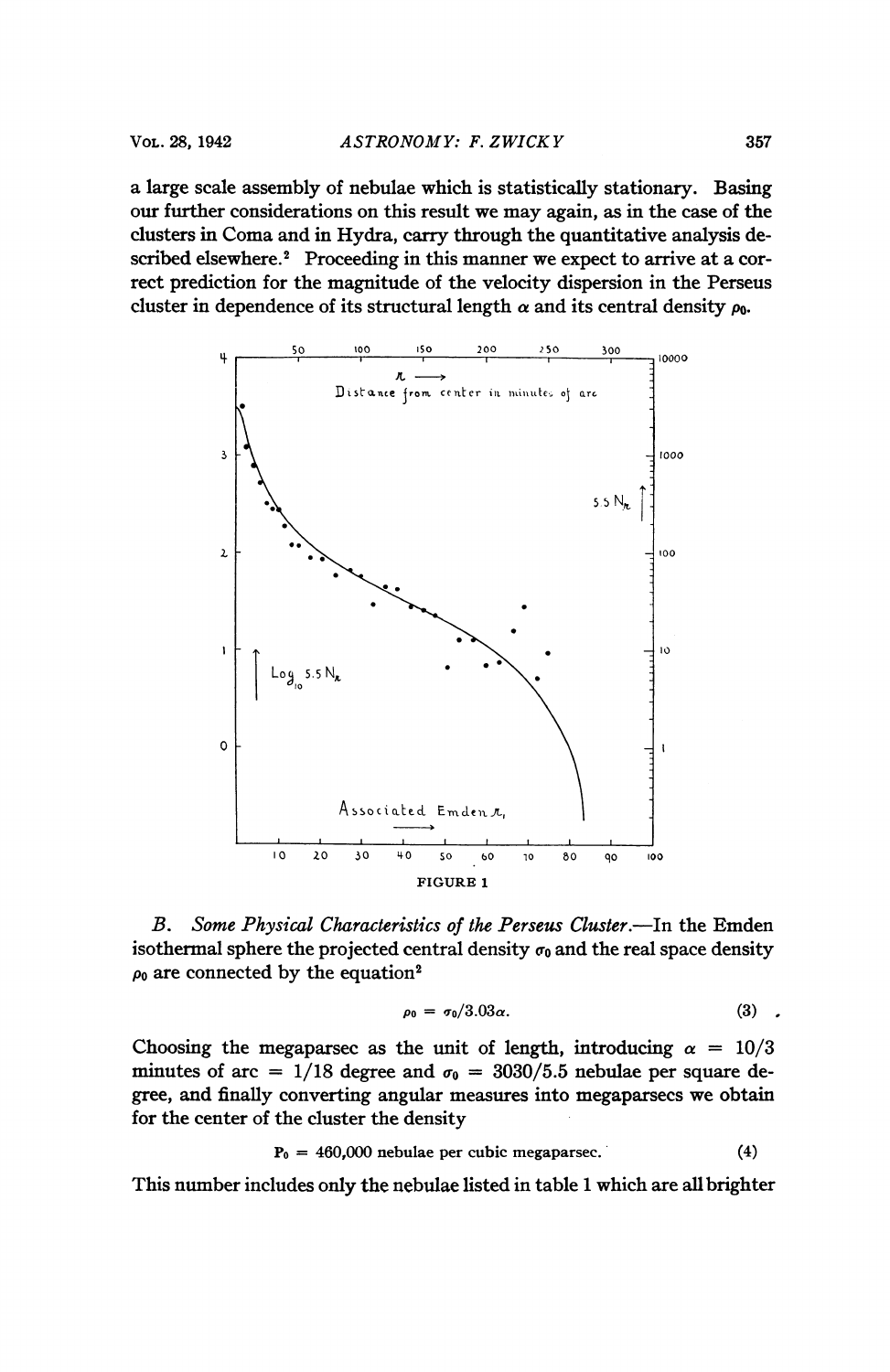a large scale assembly of nebulae which is statistically stationary. Basing our further considerations on this result we may again, as in the case of the clusters in Coma and in Hydra, carry through the quantitative analysis described elsewhere.[2] Proceeding in this manner we expect to arrive at a correct prediction for the magnitude of the velocity dispersion in the Perseus cluster in dependence of its structural length $\alpha$ and its central density $\rho_0$.

50 100 150 200 250 300

$r \longrightarrow$

Distance from center in minutes of arc

4
3
2
1
0

10000
1000
100
10
1

$5.5\, N_r$

$\text{Log}_{10}\, 5.5\, N_r$

Associated Emden $r_1$

10 20 30 40 50 60 70 80 90 100

FIGURE 1

*B. Some Physical Characteristics of the Perseus Cluster.*—In the Emden isothermal sphere the projected central density $\sigma_0$ and the real space density $\rho_0$ are connected by the equation[2]

$$\rho_0 = \sigma_0/3.03\alpha. \tag{3}$$

Choosing the megaparsec as the unit of length, introducing $\alpha = 10/3$ minutes of arc $= 1/18$ degree and $\sigma_0 = 3030/5.5$ nebulae per square degree, and finally converting angular measures into megaparsecs we obtain for the center of the cluster the density

$$P_0 = 460{,}000 \text{ nebulae per cubic megaparsec.} \tag{4}$$

This number includes only the nebulae listed in table 1 which are all brighter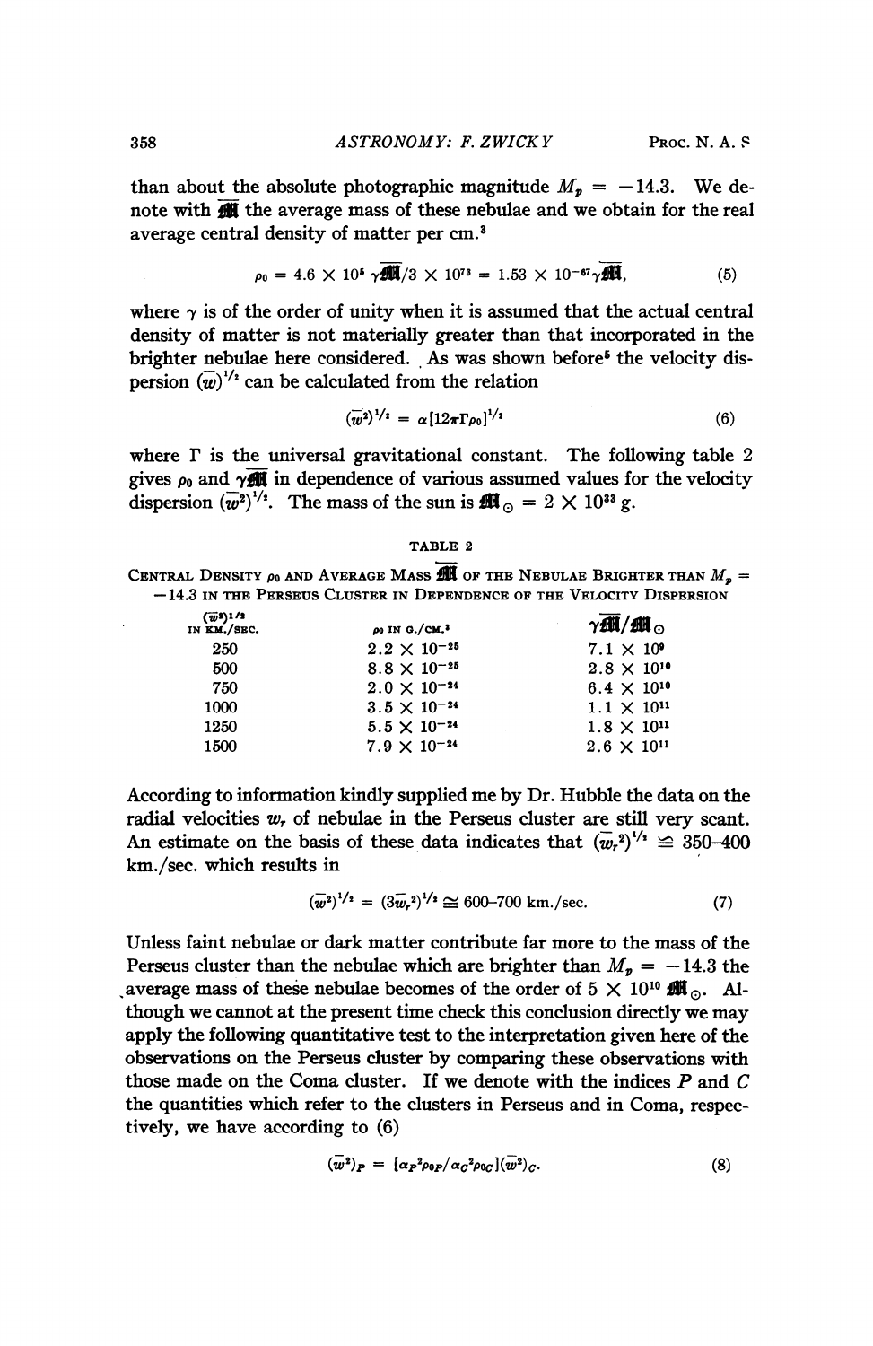than about the absolute photographic magnitude $M_p = -14.3$. We denote with $\overline{\mathfrak{M}}$ the average mass of these nebulae and we obtain for the real average central density of matter per cm.[3]

$$\rho_0 = 4.6 \times 10^6 \,\gamma\overline{\mathfrak{M}}/3 \times 10^{73} = 1.53 \times 10^{-67}\gamma\overline{\mathfrak{M}}, \tag{5}$$

where $\gamma$ is of the order of unity when it is assumed that the actual central density of matter is not materially greater than that incorporated in the brighter nebulae here considered. As was shown before[5] the velocity dispersion $(\overline{w})^{1/2}$ can be calculated from the relation

$$(\overline{w^2})^{1/2} = \alpha[12\pi\Gamma\rho_0]^{1/2} \tag{6}$$

where $\Gamma$ is the universal gravitational constant. The following table 2 gives $\rho_0$ and $\gamma\overline{\mathfrak{M}}$ in dependence of various assumed values for the velocity dispersion $(\overline{w^2})^{1/2}$. The mass of the sun is $\mathfrak{M}_\odot = 2 \times 10^{33}$ g.

TABLE 2

CENTRAL DENSITY $\rho_0$ AND AVERAGE MASS $\overline{\mathfrak{M}}$ OF THE NEBULAE BRIGHTER THAN $M_p = -14.3$ IN THE PERSEUS CLUSTER IN DEPENDENCE OF THE VELOCITY DISPERSION

| $(\overline{w^2})^{1/2}$ IN KM./SEC. | $\rho_0$ IN G./CM.[3] | $\gamma\overline{\mathfrak{M}}/\mathfrak{M}_\odot$ |
|---|---|---|
| 250 | $2.2 \times 10^{-25}$ | $7.1 \times 10^{9}$ |
| 500 | $8.8 \times 10^{-25}$ | $2.8 \times 10^{10}$ |
| 750 | $2.0 \times 10^{-24}$ | $6.4 \times 10^{10}$ |
| 1000 | $3.5 \times 10^{-24}$ | $1.1 \times 10^{11}$ |
| 1250 | $5.5 \times 10^{-24}$ | $1.8 \times 10^{11}$ |
| 1500 | $7.9 \times 10^{-24}$ | $2.6 \times 10^{11}$ |

According to information kindly supplied me by Dr. Hubble the data on the radial velocities $w_r$ of nebulae in the Perseus cluster are still very scant. An estimate on the basis of these data indicates that $(\overline{w_r^2})^{1/2} \cong 350$–$400$ km./sec. which results in

$$(\overline{w^2})^{1/2} = (3\overline{w_r^2})^{1/2} \cong 600\text{–}700 \text{ km./sec.} \tag{7}$$

Unless faint nebulae or dark matter contribute far more to the mass of the Perseus cluster than the nebulae which are brighter than $M_p = -14.3$ the average mass of these nebulae becomes of the order of $5 \times 10^{10}\, \mathfrak{M}_\odot$. Although we cannot at the present time check this conclusion directly we may apply the following quantitative test to the interpretation given here of the observations on the Perseus cluster by comparing these observations with those made on the Coma cluster. If we denote with the indices $P$ and $C$ the quantities which refer to the clusters in Perseus and in Coma, respectively, we have according to (6)

$$(\overline{w^2})_P = [\alpha_P^2\rho_{0P}/\alpha_C^2\rho_{0C}](\overline{w^2})_C. \tag{8}$$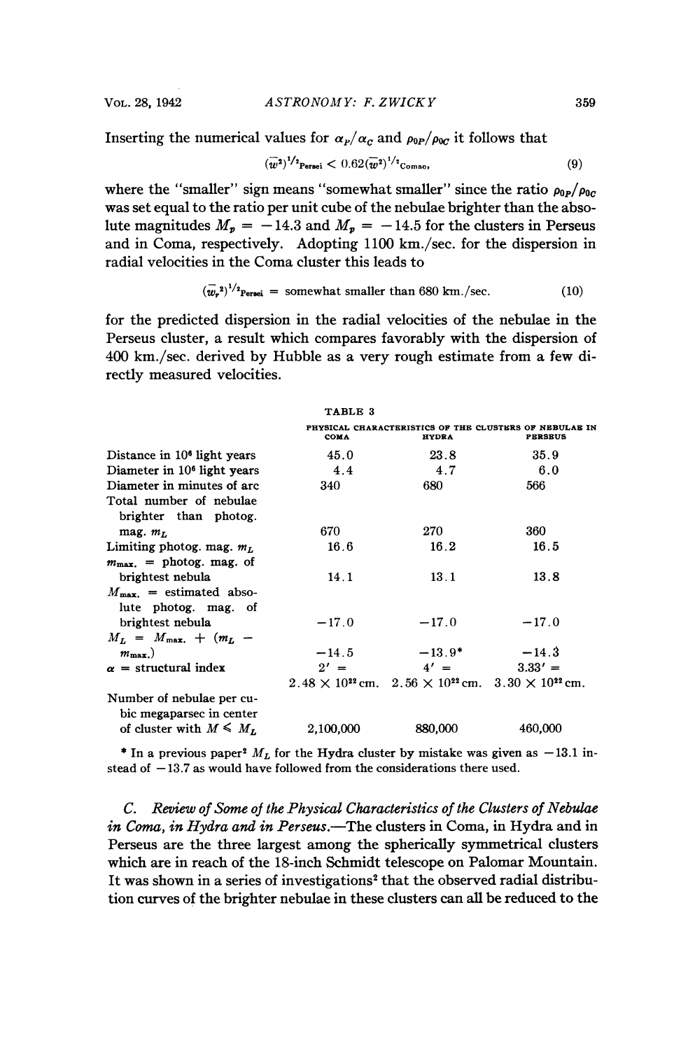Inserting the numerical values for $\alpha_P/\alpha_C$ and $\rho_{0P}/\rho_{0C}$ it follows that

$$(\overline{w^2})^{1/2}{}_{\text{Persei}} < 0.62(\overline{w^2})^{1/2}{}_{\text{Comae}}, \tag{9}$$

where the "smaller" sign means "somewhat smaller" since the ratio $\rho_{0P}/\rho_{0C}$ was set equal to the ratio per unit cube of the nebulae brighter than the absolute magnitudes $M_p = -14.3$ and $M_p = -14.5$ for the clusters in Perseus and in Coma, respectively. Adopting 1100 km./sec. for the dispersion in radial velocities in the Coma cluster this leads to

$$(\overline{w_r^2})^{1/2}{}_{\text{Persei}} = \text{somewhat smaller than 680 km./sec.} \tag{10}$$

for the predicted dispersion in the radial velocities of the nebulae in the Perseus cluster, a result which compares favorably with the dispersion of 400 km./sec. derived by Hubble as a very rough estimate from a few directly measured velocities.

TABLE 3

PHYSICAL CHARACTERISTICS OF THE CLUSTERS OF NEBULAE IN

| | COMA | HYDRA | PERSEUS |
|---|---|---|---|
| Distance in $10^6$ light years | 45.0 | 23.8 | 35.9 |
| Diameter in $10^6$ light years | 4.4 | 4.7 | 6.0 |
| Diameter in minutes of arc | 340 | 680 | 566 |
| Total number of nebulae brighter than photog. mag. $m_L$ | 670 | 270 | 360 |
| Limiting photog. mag. $m_L$ | 16.6 | 16.2 | 16.5 |
| $m_{\text{max.}}$ = photog. mag. of brightest nebula | 14.1 | 13.1 | 13.8 |
| $M_{\text{max.}}$ = estimated absolute photog. mag. of brightest nebula | −17.0 | −17.0 | −17.0 |
| $M_L = M_{\text{max.}} + (m_L - m_{\text{max.}})$ | −14.5 | −13.9* | −14.3 |
| $\alpha$ = structural index | $2' = 2.48 \times 10^{22}$ cm. | $4' = 2.56 \times 10^{22}$ cm. | $3.33' = 3.30 \times 10^{22}$ cm. |
| Number of nebulae per cubic megaparsec in center of cluster with $M \leqslant M_L$ | 2,100,000 | 880,000 | 460,000 |

\* In a previous paper[2] $M_L$ for the Hydra cluster by mistake was given as −13.1 instead of −13.7 as would have followed from the considerations there used.

*C. Review of Some of the Physical Characteristics of the Clusters of Nebulae in Coma, in Hydra and in Perseus.*—The clusters in Coma, in Hydra and in Perseus are the three largest among the spherically symmetrical clusters which are in reach of the 18-inch Schmidt telescope on Palomar Mountain. It was shown in a series of investigations[2] that the observed radial distribution curves of the brighter nebulae in these clusters can all be reduced to the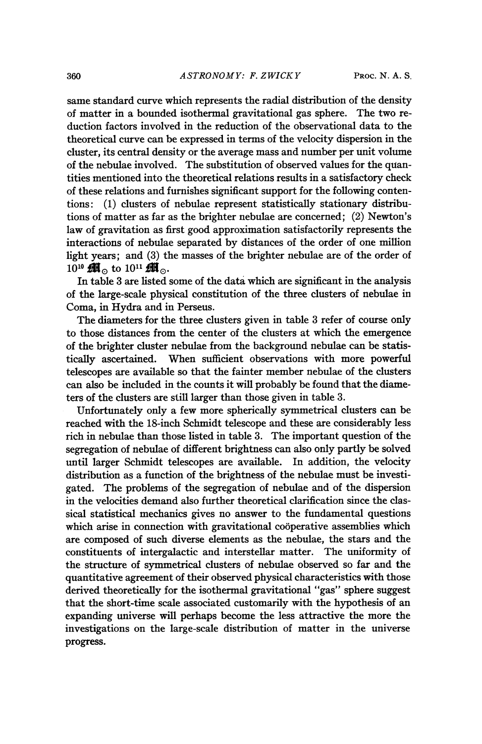same standard curve which represents the radial distribution of the density of matter in a bounded isothermal gravitational gas sphere. The two reduction factors involved in the reduction of the observational data to the theoretical curve can be expressed in terms of the velocity dispersion in the cluster, its central density or the average mass and number per unit volume of the nebulae involved. The substitution of observed values for the quantities mentioned into the theoretical relations results in a satisfactory check of these relations and furnishes significant support for the following contentions: (1) clusters of nebulae represent statistically stationary distributions of matter as far as the brighter nebulae are concerned; (2) Newton's law of gravitation as first good approximation satisfactorily represents the interactions of nebulae separated by distances of the order of one million light years; and (3) the masses of the brighter nebulae are of the order of $10^{10}\,\mathfrak{M}_{\odot}$ to $10^{11}\,\mathfrak{M}_{\odot}$.

In table 3 are listed some of the data which are significant in the analysis of the large-scale physical constitution of the three clusters of nebulae in Coma, in Hydra and in Perseus.

The diameters for the three clusters given in table 3 refer of course only to those distances from the center of the clusters at which the emergence of the brighter cluster nebulae from the background nebulae can be statistically ascertained. When sufficient observations with more powerful telescopes are available so that the fainter member nebulae of the clusters can also be included in the counts it will probably be found that the diameters of the clusters are still larger than those given in table 3.

Unfortunately only a few more spherically symmetrical clusters can be reached with the 18-inch Schmidt telescope and these are considerably less rich in nebulae than those listed in table 3. The important question of the segregation of nebulae of different brightness can also only partly be solved until larger Schmidt telescopes are available. In addition, the velocity distribution as a function of the brightness of the nebulae must be investigated. The problems of the segregation of nebulae and of the dispersion in the velocities demand also further theoretical clarification since the classical statistical mechanics gives no answer to the fundamental questions which arise in connection with gravitational coöperative assemblies which are composed of such diverse elements as the nebulae, the stars and the constituents of intergalactic and interstellar matter. The uniformity of the structure of symmetrical clusters of nebulae observed so far and the quantitative agreement of their observed physical characteristics with those derived theoretically for the isothermal gravitational "gas" sphere suggest that the short-time scale associated customarily with the hypothesis of an expanding universe will perhaps become the less attractive the more the investigations on the large-scale distribution of matter in the universe progress.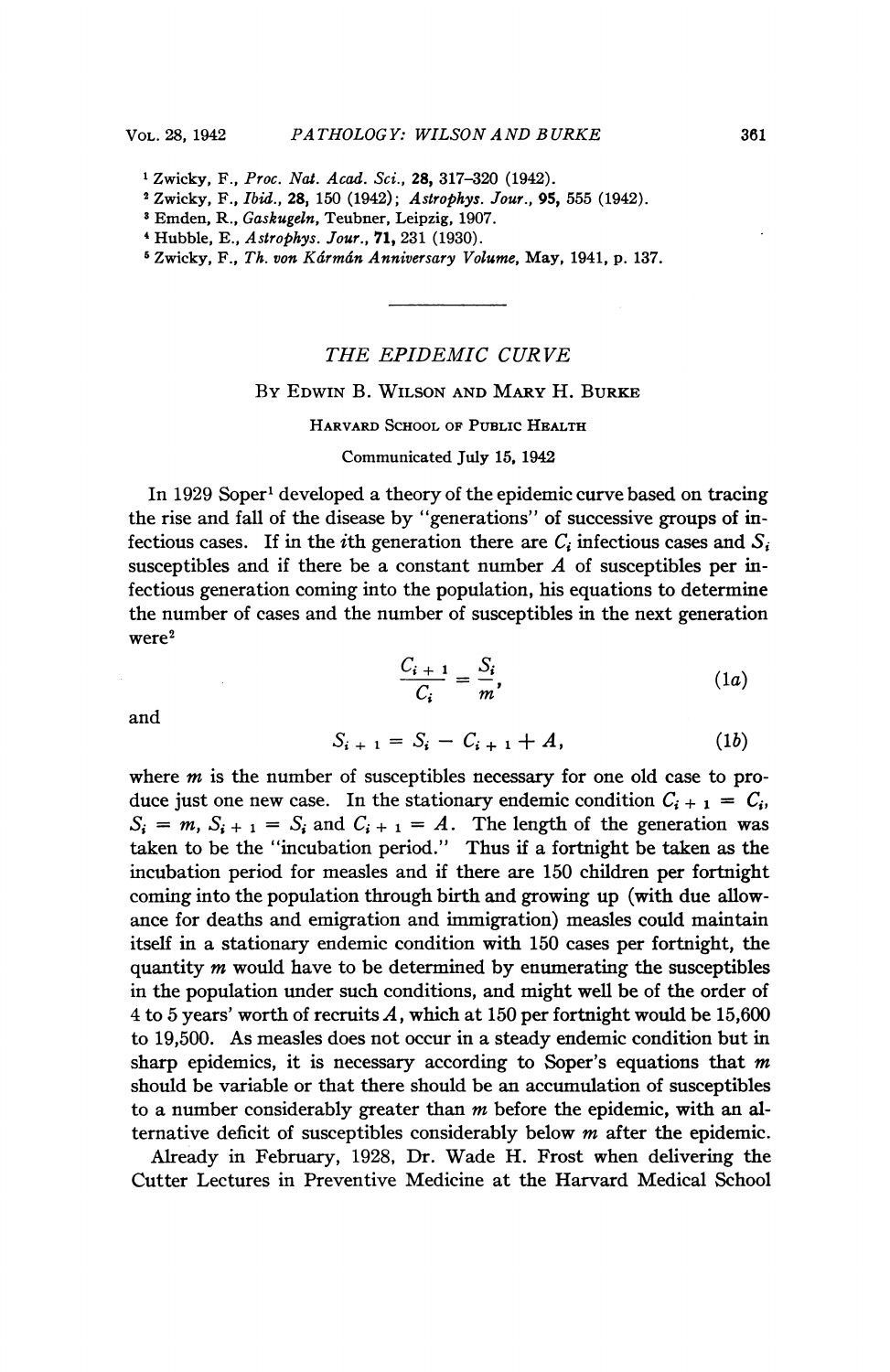[1] Zwicky, F., *Proc. Nat. Acad. Sci.*, **28**, 317–320 (1942).

[2] Zwicky, F., *Ibid.*, **28**, 150 (1942); *Astrophys. Jour.*, **95**, 555 (1942).

[3] Emden, R., *Gaskugeln*, Teubner, Leipzig, 1907.

[4] Hubble, E., *Astrophys. Jour.*, **71**, 231 (1930).

[5] Zwicky, F., *Th. von Kármán Anniversary Volume*, May, 1941, p. 137.

---

# THE EPIDEMIC CURVE

By Edwin B. Wilson and Mary H. Burke

Harvard School of Public Health

Communicated July 15, 1942

In 1929 Soper[1] developed a theory of the epidemic curve based on tracing the rise and fall of the disease by "generations" of successive groups of infectious cases. If in the $i$th generation there are $C_i$ infectious cases and $S_i$ susceptibles and if there be a constant number $A$ of susceptibles per infectious generation coming into the population, his equations to determine the number of cases and the number of susceptibles in the next generation were[2]

$$\frac{C_{i+1}}{C_i} = \frac{S_i}{m}, \tag{1a}$$

and

$$S_{i+1} = S_i - C_{i+1} + A, \tag{1b}$$

where $m$ is the number of susceptibles necessary for one old case to produce just one new case. In the stationary endemic condition $C_{i+1} = C_i$, $S_i = m$, $S_{i+1} = S_i$ and $C_{i+1} = A$. The length of the generation was taken to be the "incubation period." Thus if a fortnight be taken as the incubation period for measles and if there are 150 children per fortnight coming into the population through birth and growing up (with due allowance for deaths and emigration and immigration) measles could maintain itself in a stationary endemic condition with 150 cases per fortnight, the quantity $m$ would have to be determined by enumerating the susceptibles in the population under such conditions, and might well be of the order of 4 to 5 years' worth of recruits $A$, which at 150 per fortnight would be 15,600 to 19,500. As measles does not occur in a steady endemic condition but in sharp epidemics, it is necessary according to Soper's equations that $m$ should be variable or that there should be an accumulation of susceptibles to a number considerably greater than $m$ before the epidemic, with an alternative deficit of susceptibles considerably below $m$ after the epidemic.

Already in February, 1928, Dr. Wade H. Frost when delivering the Cutter Lectures in Preventive Medicine at the Harvard Medical School